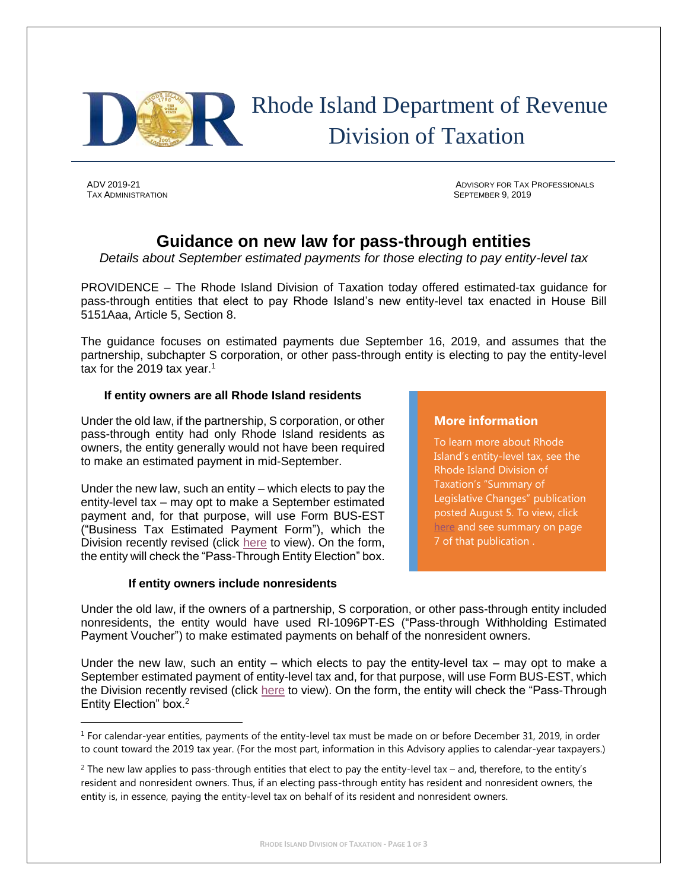# Rhode Island Department of Revenue
# Division of Taxation

ADV 2019-21
TAX ADMINISTRATION

ADVISORY FOR TAX PROFESSIONALS
SEPTEMBER 9, 2019

## Guidance on new law for pass-through entities

*Details about September estimated payments for those electing to pay entity-level tax*

PROVIDENCE – The Rhode Island Division of Taxation today offered estimated-tax guidance for pass-through entities that elect to pay Rhode Island's new entity-level tax enacted in House Bill 5151Aaa, Article 5, Section 8.

The guidance focuses on estimated payments due September 16, 2019, and assumes that the partnership, subchapter S corporation, or other pass-through entity is electing to pay the entity-level tax for the 2019 tax year.[1]

### If entity owners are all Rhode Island residents

Under the old law, if the partnership, S corporation, or other pass-through entity had only Rhode Island residents as owners, the entity generally would not have been required to make an estimated payment in mid-September.

Under the new law, such an entity – which elects to pay the entity-level tax – may opt to make a September estimated payment and, for that purpose, will use Form BUS-EST ("Business Tax Estimated Payment Form"), which the Division recently revised (click here to view). On the form, the entity will check the "Pass-Through Entity Election" box.

> **More information**
>
> To learn more about Rhode Island's entity-level tax, see the Rhode Island Division of Taxation's "Summary of Legislative Changes" publication posted August 5. To view, click here and see summary on page 7 of that publication .

### If entity owners include nonresidents

Under the old law, if the owners of a partnership, S corporation, or other pass-through entity included nonresidents, the entity would have used RI-1096PT-ES ("Pass-through Withholding Estimated Payment Voucher") to make estimated payments on behalf of the nonresident owners.

Under the new law, such an entity – which elects to pay the entity-level tax – may opt to make a September estimated payment of entity-level tax and, for that purpose, will use Form BUS-EST, which the Division recently revised (click here to view). On the form, the entity will check the "Pass-Through Entity Election" box.[2]

---

[1] For calendar-year entities, payments of the entity-level tax must be made on or before December 31, 2019, in order to count toward the 2019 tax year. (For the most part, information in this Advisory applies to calendar-year taxpayers.)

[2] The new law applies to pass-through entities that elect to pay the entity-level tax – and, therefore, to the entity's resident and nonresident owners. Thus, if an electing pass-through entity has resident and nonresident owners, the entity is, in essence, paying the entity-level tax on behalf of its resident and nonresident owners.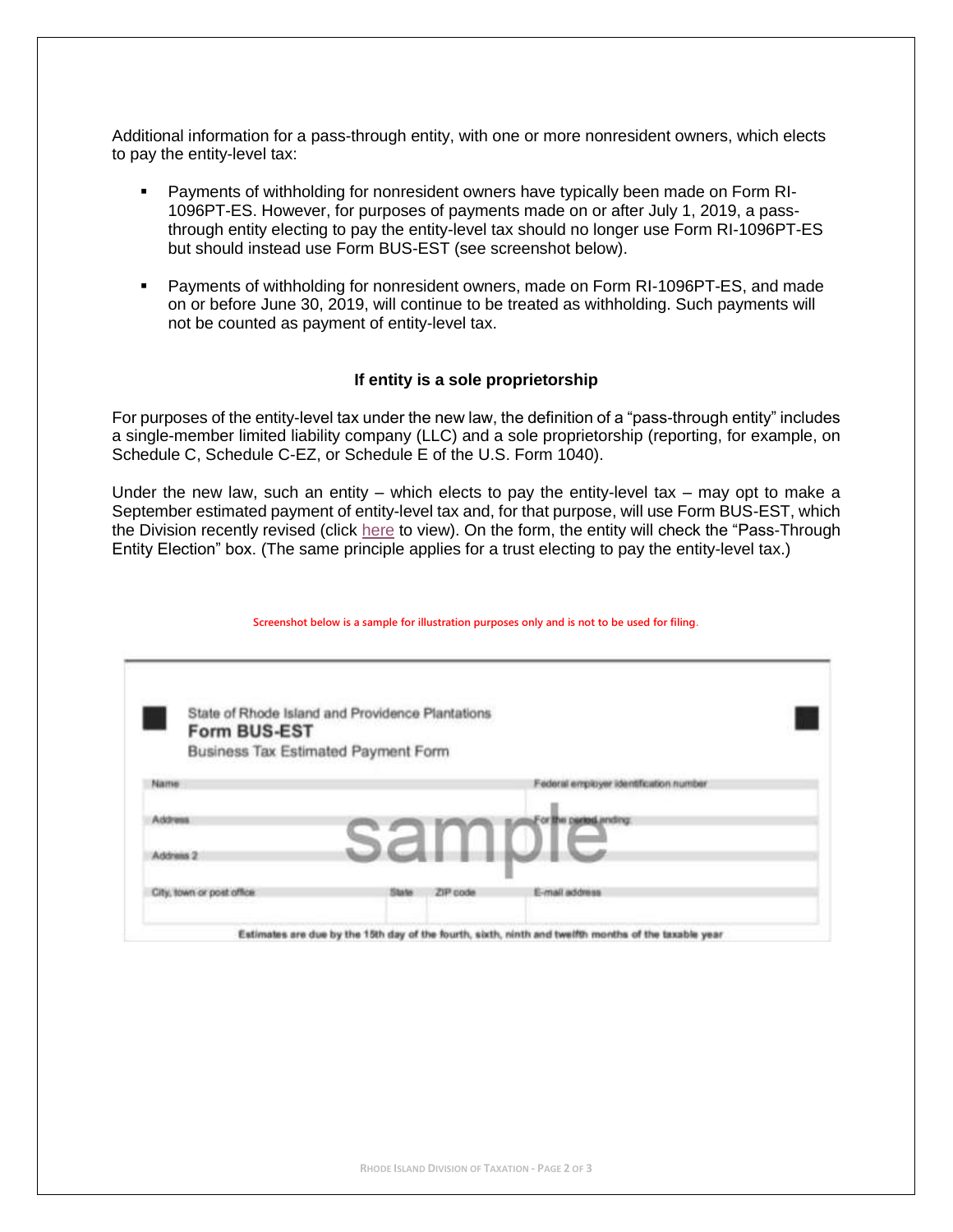Additional information for a pass-through entity, with one or more nonresident owners, which elects to pay the entity-level tax:

- Payments of withholding for nonresident owners have typically been made on Form RI-1096PT-ES. However, for purposes of payments made on or after July 1, 2019, a pass-through entity electing to pay the entity-level tax should no longer use Form RI-1096PT-ES but should instead use Form BUS-EST (see screenshot below).

- Payments of withholding for nonresident owners, made on Form RI-1096PT-ES, and made on or before June 30, 2019, will continue to be treated as withholding. Such payments will not be counted as payment of entity-level tax.

### If entity is a sole proprietorship

For purposes of the entity-level tax under the new law, the definition of a "pass-through entity" includes a single-member limited liability company (LLC) and a sole proprietorship (reporting, for example, on Schedule C, Schedule C-EZ, or Schedule E of the U.S. Form 1040).

Under the new law, such an entity – which elects to pay the entity-level tax – may opt to make a September estimated payment of entity-level tax and, for that purpose, will use Form BUS-EST, which the Division recently revised (click here to view). On the form, the entity will check the "Pass-Through Entity Election" box. (The same principle applies for a trust electing to pay the entity-level tax.)

Screenshot below is a sample for illustration purposes only and is not to be used for filing.

State of Rhode Island and Providence Plantations
**Form BUS-EST**
Business Tax Estimated Payment Form

| Name | | | Federal employer identification number |
|---|---|---|---|
| Address | | | For the period ending |
| Address 2 | | | |
| City, town or post office | State | ZIP code | E-mail address |

sample

Estimates are due by the 15th day of the fourth, sixth, ninth and twelfth months of the taxable year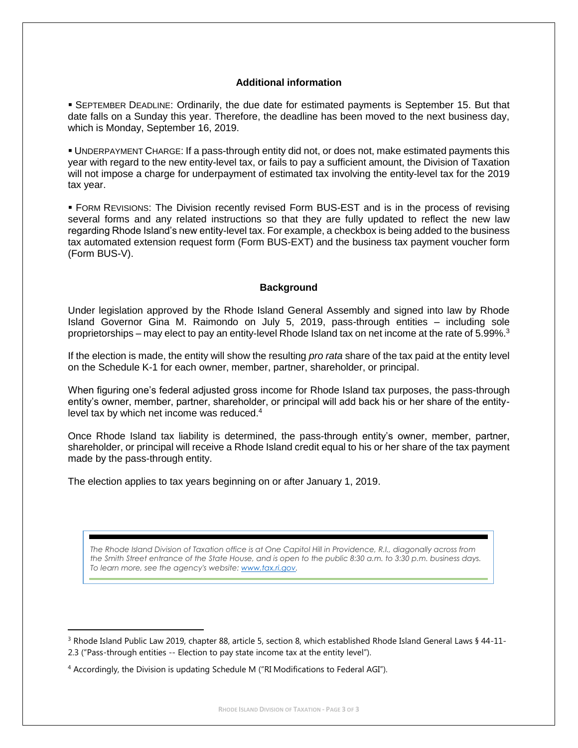## Additional information

- SEPTEMBER DEADLINE: Ordinarily, the due date for estimated payments is September 15. But that date falls on a Sunday this year. Therefore, the deadline has been moved to the next business day, which is Monday, September 16, 2019.

- UNDERPAYMENT CHARGE: If a pass-through entity did not, or does not, make estimated payments this year with regard to the new entity-level tax, or fails to pay a sufficient amount, the Division of Taxation will not impose a charge for underpayment of estimated tax involving the entity-level tax for the 2019 tax year.

- FORM REVISIONS: The Division recently revised Form BUS-EST and is in the process of revising several forms and any related instructions so that they are fully updated to reflect the new law regarding Rhode Island's new entity-level tax. For example, a checkbox is being added to the business tax automated extension request form (Form BUS-EXT) and the business tax payment voucher form (Form BUS-V).

## Background

Under legislation approved by the Rhode Island General Assembly and signed into law by Rhode Island Governor Gina M. Raimondo on July 5, 2019, pass-through entities – including sole proprietorships – may elect to pay an entity-level Rhode Island tax on net income at the rate of 5.99%.[3]

If the election is made, the entity will show the resulting *pro rata* share of the tax paid at the entity level on the Schedule K-1 for each owner, member, partner, shareholder, or principal.

When figuring one's federal adjusted gross income for Rhode Island tax purposes, the pass-through entity's owner, member, partner, shareholder, or principal will add back his or her share of the entity-level tax by which net income was reduced.[4]

Once Rhode Island tax liability is determined, the pass-through entity's owner, member, partner, shareholder, or principal will receive a Rhode Island credit equal to his or her share of the tax payment made by the pass-through entity.

The election applies to tax years beginning on or after January 1, 2019.

*The Rhode Island Division of Taxation office is at One Capitol Hill in Providence, R.I., diagonally across from the Smith Street entrance of the State House, and is open to the public 8:30 a.m. to 3:30 p.m. business days. To learn more, see the agency's website: [www.tax.ri.gov](http://www.tax.ri.gov).*

---

[3] Rhode Island Public Law 2019, chapter 88, article 5, section 8, which established Rhode Island General Laws § 44-11-2.3 ("Pass-through entities -- Election to pay state income tax at the entity level").

[4] Accordingly, the Division is updating Schedule M ("RI Modifications to Federal AGI").